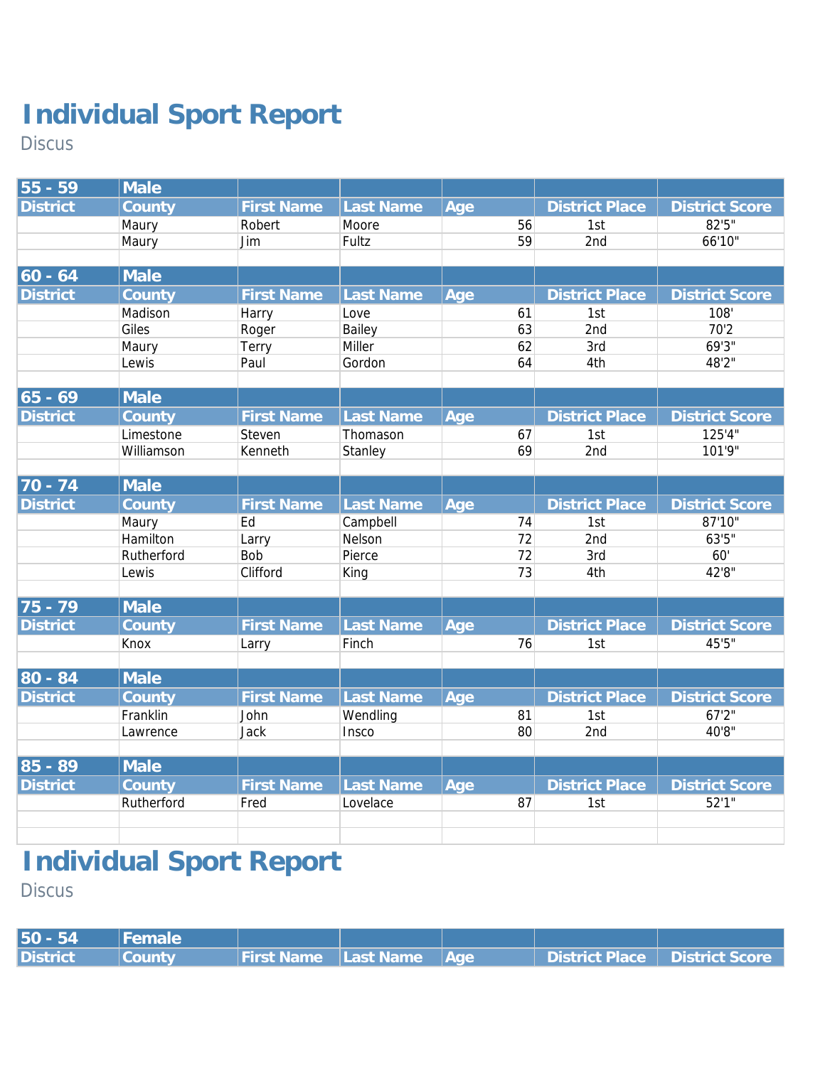# Individual Sport Report

Discus

| 55 - 59 | Male | | | | | |
|---|---|---|---|---|---|---|
| District | County | First Name | Last Name | Age | District Place | District Score |
| | Maury | Robert | Moore | 56 | 1st | 82'5" |
| | Maury | Jim | Fultz | 59 | 2nd | 66'10" |

| 60 - 64 | Male | | | | | |
|---|---|---|---|---|---|---|
| District | County | First Name | Last Name | Age | District Place | District Score |
| | Madison | Harry | Love | 61 | 1st | 108' |
| | Giles | Roger | Bailey | 63 | 2nd | 70'2 |
| | Maury | Terry | Miller | 62 | 3rd | 69'3" |
| | Lewis | Paul | Gordon | 64 | 4th | 48'2" |

| 65 - 69 | Male | | | | | |
|---|---|---|---|---|---|---|
| District | County | First Name | Last Name | Age | District Place | District Score |
| | Limestone | Steven | Thomason | 67 | 1st | 125'4" |
| | Williamson | Kenneth | Stanley | 69 | 2nd | 101'9" |

| 70 - 74 | Male | | | | | |
|---|---|---|---|---|---|---|
| District | County | First Name | Last Name | Age | District Place | District Score |
| | Maury | Ed | Campbell | 74 | 1st | 87'10" |
| | Hamilton | Larry | Nelson | 72 | 2nd | 63'5" |
| | Rutherford | Bob | Pierce | 72 | 3rd | 60' |
| | Lewis | Clifford | King | 73 | 4th | 42'8" |

| 75 - 79 | Male | | | | | |
|---|---|---|---|---|---|---|
| District | County | First Name | Last Name | Age | District Place | District Score |
| | Knox | Larry | Finch | 76 | 1st | 45'5" |

| 80 - 84 | Male | | | | | |
|---|---|---|---|---|---|---|
| District | County | First Name | Last Name | Age | District Place | District Score |
| | Franklin | John | Wendling | 81 | 1st | 67'2" |
| | Lawrence | Jack | Insco | 80 | 2nd | 40'8" |

| 85 - 89 | Male | | | | | |
|---|---|---|---|---|---|---|
| District | County | First Name | Last Name | Age | District Place | District Score |
| | Rutherford | Fred | Lovelace | 87 | 1st | 52'1" |

# Individual Sport Report

Discus

| 50 - 54 | Female | | | | | |
|---|---|---|---|---|---|---|
| District | County | First Name | Last Name | Age | District Place | District Score |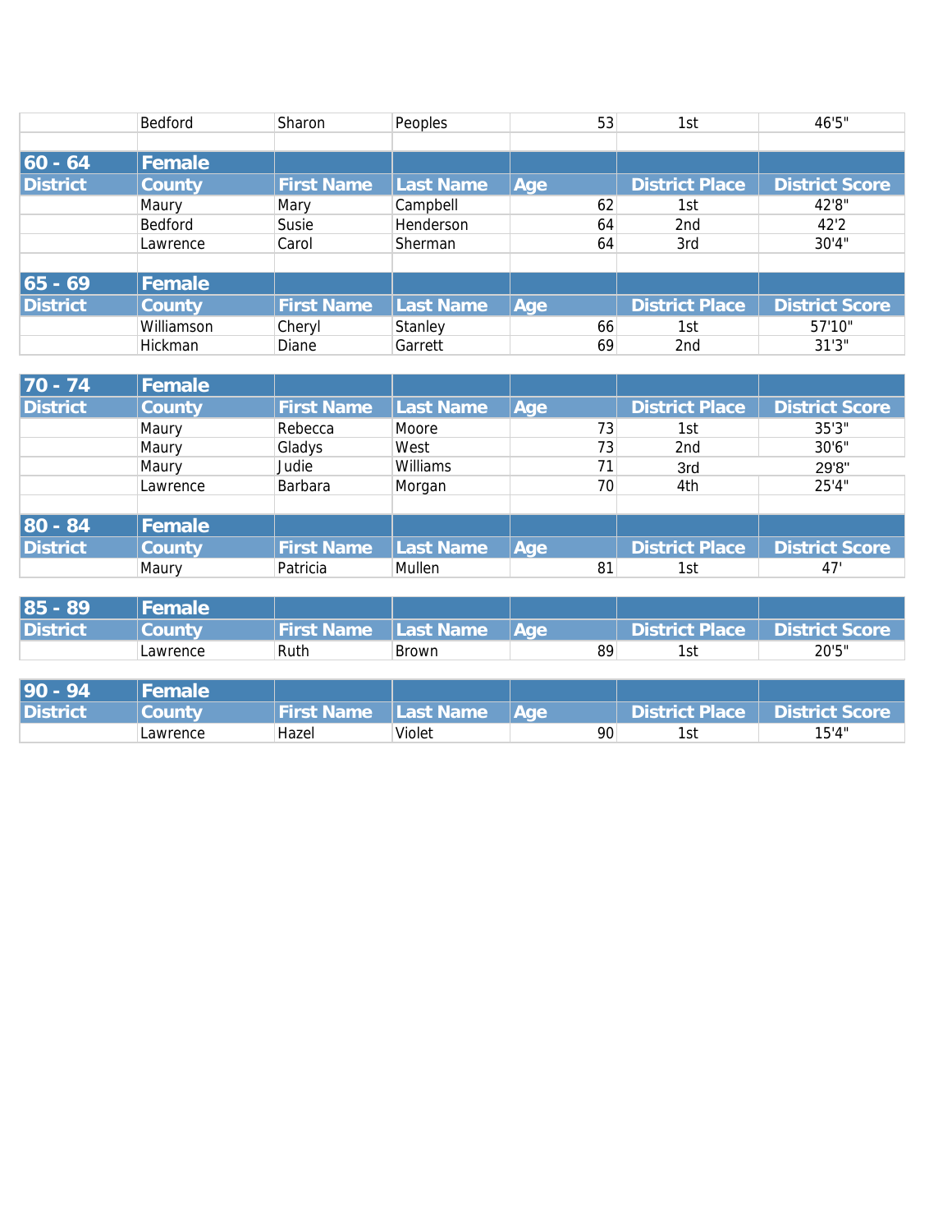| | Bedford | Sharon | Peoples | 53 | 1st | 46'5" |
|---|---|---|---|---|---|---|

| 60 - 64 | Female | | | | | |
|---|---|---|---|---|---|---|
| District | County | First Name | Last Name | Age | District Place | District Score |
| | Maury | Mary | Campbell | 62 | 1st | 42'8" |
| | Bedford | Susie | Henderson | 64 | 2nd | 42'2 |
| | Lawrence | Carol | Sherman | 64 | 3rd | 30'4" |

| 65 - 69 | Female | | | | | |
|---|---|---|---|---|---|---|
| District | County | First Name | Last Name | Age | District Place | District Score |
| | Williamson | Cheryl | Stanley | 66 | 1st | 57'10" |
| | Hickman | Diane | Garrett | 69 | 2nd | 31'3" |

| 70 - 74 | Female | | | | | |
|---|---|---|---|---|---|---|
| District | County | First Name | Last Name | Age | District Place | District Score |
| | Maury | Rebecca | Moore | 73 | 1st | 35'3" |
| | Maury | Gladys | West | 73 | 2nd | 30'6" |
| | Maury | Judie | Williams | 71 | 3rd | 29'8" |
| | Lawrence | Barbara | Morgan | 70 | 4th | 25'4" |

| 80 - 84 | Female | | | | | |
|---|---|---|---|---|---|---|
| District | County | First Name | Last Name | Age | District Place | District Score |
| | Maury | Patricia | Mullen | 81 | 1st | 47' |

| 85 - 89 | Female | | | | | |
|---|---|---|---|---|---|---|
| District | County | First Name | Last Name | Age | District Place | District Score |
| | Lawrence | Ruth | Brown | 89 | 1st | 20'5" |

| 90 - 94 | Female | | | | | |
|---|---|---|---|---|---|---|
| District | County | First Name | Last Name | Age | District Place | District Score |
| | Lawrence | Hazel | Violet | 90 | 1st | 15'4" |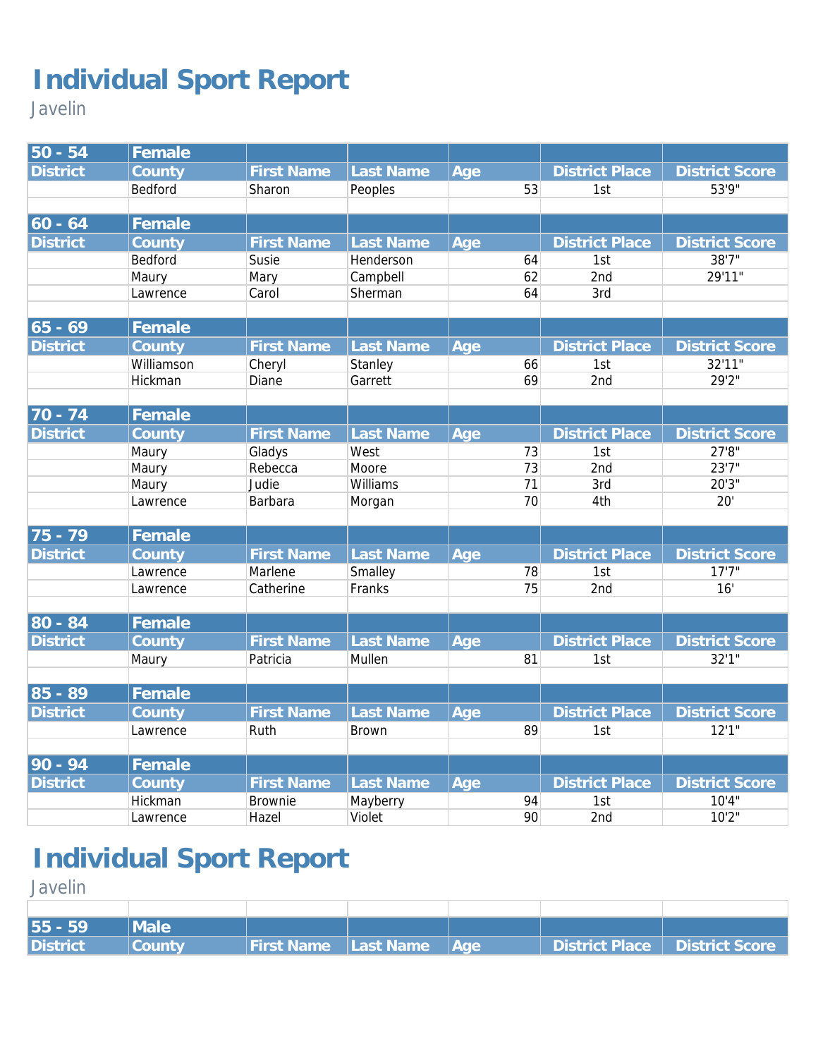# Individual Sport Report

Javelin

| 50 - 54 | Female | | | | | |
|---|---|---|---|---|---|---|
| District | County | First Name | Last Name | Age | District Place | District Score |
| | Bedford | Sharon | Peoples | 53 | 1st | 53'9" |
| | | | | | | |
| **60 - 64** | **Female** | | | | | |
| **District** | **County** | **First Name** | **Last Name** | **Age** | **District Place** | **District Score** |
| | Bedford | Susie | Henderson | 64 | 1st | 38'7" |
| | Maury | Mary | Campbell | 62 | 2nd | 29'11" |
| | Lawrence | Carol | Sherman | 64 | 3rd | |
| | | | | | | |
| **65 - 69** | **Female** | | | | | |
| **District** | **County** | **First Name** | **Last Name** | **Age** | **District Place** | **District Score** |
| | Williamson | Cheryl | Stanley | 66 | 1st | 32'11" |
| | Hickman | Diane | Garrett | 69 | 2nd | 29'2" |
| | | | | | | |
| **70 - 74** | **Female** | | | | | |
| **District** | **County** | **First Name** | **Last Name** | **Age** | **District Place** | **District Score** |
| | Maury | Gladys | West | 73 | 1st | 27'8" |
| | Maury | Rebecca | Moore | 73 | 2nd | 23'7" |
| | Maury | Judie | Williams | 71 | 3rd | 20'3" |
| | Lawrence | Barbara | Morgan | 70 | 4th | 20' |
| | | | | | | |
| **75 - 79** | **Female** | | | | | |
| **District** | **County** | **First Name** | **Last Name** | **Age** | **District Place** | **District Score** |
| | Lawrence | Marlene | Smalley | 78 | 1st | 17'7" |
| | Lawrence | Catherine | Franks | 75 | 2nd | 16' |
| | | | | | | |
| **80 - 84** | **Female** | | | | | |
| **District** | **County** | **First Name** | **Last Name** | **Age** | **District Place** | **District Score** |
| | Maury | Patricia | Mullen | 81 | 1st | 32'1" |
| | | | | | | |
| **85 - 89** | **Female** | | | | | |
| **District** | **County** | **First Name** | **Last Name** | **Age** | **District Place** | **District Score** |
| | Lawrence | Ruth | Brown | 89 | 1st | 12'1" |
| | | | | | | |
| **90 - 94** | **Female** | | | | | |
| **District** | **County** | **First Name** | **Last Name** | **Age** | **District Place** | **District Score** |
| | Hickman | Brownie | Mayberry | 94 | 1st | 10'4" |
| | Lawrence | Hazel | Violet | 90 | 2nd | 10'2" |

# Individual Sport Report

Javelin

| 55 - 59 | Male | | | | | |
|---|---|---|---|---|---|---|
| District | County | First Name | Last Name | Age | District Place | District Score |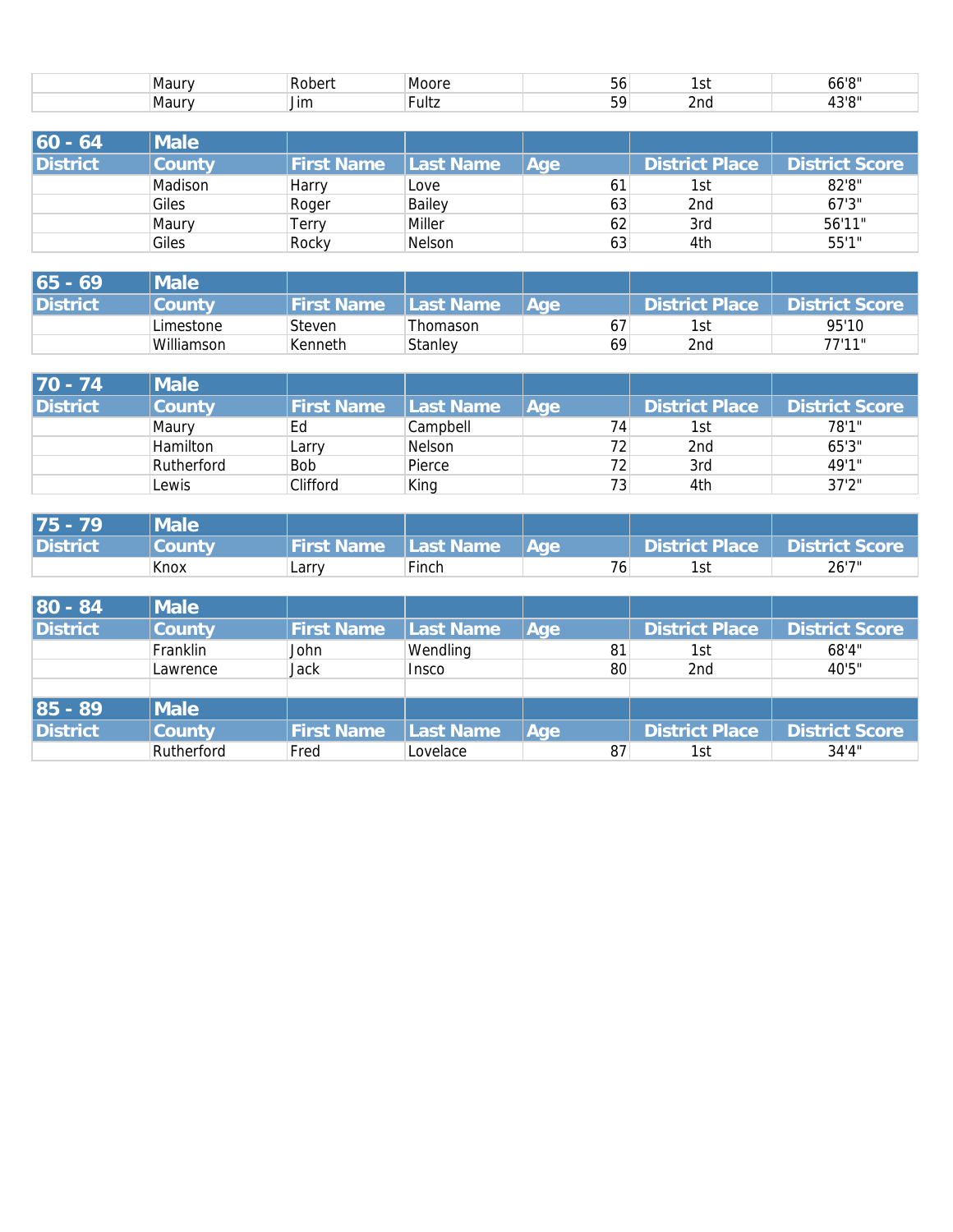| | | | | | | |
|---|---|---|---|---|---|---|
| | Maury | Robert | Moore | 56 | 1st | 66'8" |
| | Maury | Jim | Fultz | 59 | 2nd | 43'8" |

| 60 - 64 | Male | | | | | |
|---|---|---|---|---|---|---|
| **District** | **County** | **First Name** | **Last Name** | **Age** | **District Place** | **District Score** |
| | Madison | Harry | Love | 61 | 1st | 82'8" |
| | Giles | Roger | Bailey | 63 | 2nd | 67'3" |
| | Maury | Terry | Miller | 62 | 3rd | 56'11" |
| | Giles | Rocky | Nelson | 63 | 4th | 55'1" |

| 65 - 69 | Male | | | | | |
|---|---|---|---|---|---|---|
| **District** | **County** | **First Name** | **Last Name** | **Age** | **District Place** | **District Score** |
| | Limestone | Steven | Thomason | 67 | 1st | 95'10 |
| | Williamson | Kenneth | Stanley | 69 | 2nd | 77'11" |

| 70 - 74 | Male | | | | | |
|---|---|---|---|---|---|---|
| **District** | **County** | **First Name** | **Last Name** | **Age** | **District Place** | **District Score** |
| | Maury | Ed | Campbell | 74 | 1st | 78'1" |
| | Hamilton | Larry | Nelson | 72 | 2nd | 65'3" |
| | Rutherford | Bob | Pierce | 72 | 3rd | 49'1" |
| | Lewis | Clifford | King | 73 | 4th | 37'2" |

| 75 - 79 | Male | | | | | |
|---|---|---|---|---|---|---|
| **District** | **County** | **First Name** | **Last Name** | **Age** | **District Place** | **District Score** |
| | Knox | Larry | Finch | 76 | 1st | 26'7" |

| 80 - 84 | Male | | | | | |
|---|---|---|---|---|---|---|
| **District** | **County** | **First Name** | **Last Name** | **Age** | **District Place** | **District Score** |
| | Franklin | John | Wendling | 81 | 1st | 68'4" |
| | Lawrence | Jack | Insco | 80 | 2nd | 40'5" |

| 85 - 89 | Male | | | | | |
|---|---|---|---|---|---|---|
| **District** | **County** | **First Name** | **Last Name** | **Age** | **District Place** | **District Score** |
| | Rutherford | Fred | Lovelace | 87 | 1st | 34'4" |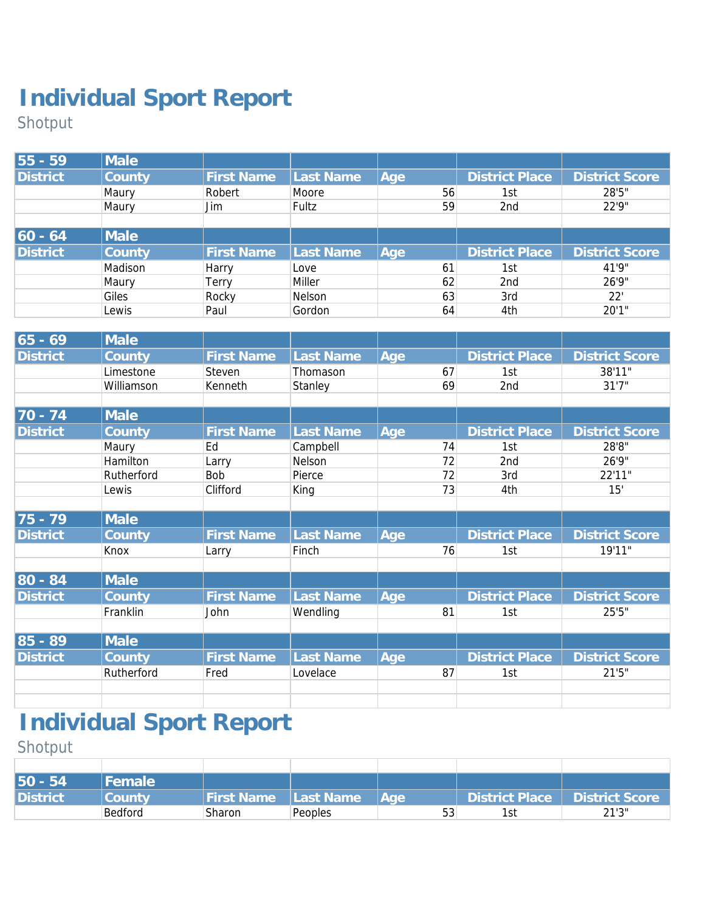# Individual Sport Report

Shotput

| 55 - 59 | Male | | | | | |
|---|---|---|---|---|---|---|
| District | County | First Name | Last Name | Age | District Place | District Score |
| | Maury | Robert | Moore | 56 | 1st | 28'5" |
| | Maury | Jim | Fultz | 59 | 2nd | 22'9" |

| 60 - 64 | Male | | | | | |
|---|---|---|---|---|---|---|
| District | County | First Name | Last Name | Age | District Place | District Score |
| | Madison | Harry | Love | 61 | 1st | 41'9" |
| | Maury | Terry | Miller | 62 | 2nd | 26'9" |
| | Giles | Rocky | Nelson | 63 | 3rd | 22' |
| | Lewis | Paul | Gordon | 64 | 4th | 20'1" |

| 65 - 69 | Male | | | | | |
|---|---|---|---|---|---|---|
| District | County | First Name | Last Name | Age | District Place | District Score |
| | Limestone | Steven | Thomason | 67 | 1st | 38'11" |
| | Williamson | Kenneth | Stanley | 69 | 2nd | 31'7" |

| 70 - 74 | Male | | | | | |
|---|---|---|---|---|---|---|
| District | County | First Name | Last Name | Age | District Place | District Score |
| | Maury | Ed | Campbell | 74 | 1st | 28'8" |
| | Hamilton | Larry | Nelson | 72 | 2nd | 26'9" |
| | Rutherford | Bob | Pierce | 72 | 3rd | 22'11" |
| | Lewis | Clifford | King | 73 | 4th | 15' |

| 75 - 79 | Male | | | | | |
|---|---|---|---|---|---|---|
| District | County | First Name | Last Name | Age | District Place | District Score |
| | Knox | Larry | Finch | 76 | 1st | 19'11" |

| 80 - 84 | Male | | | | | |
|---|---|---|---|---|---|---|
| District | County | First Name | Last Name | Age | District Place | District Score |
| | Franklin | John | Wendling | 81 | 1st | 25'5" |

| 85 - 89 | Male | | | | | |
|---|---|---|---|---|---|---|
| District | County | First Name | Last Name | Age | District Place | District Score |
| | Rutherford | Fred | Lovelace | 87 | 1st | 21'5" |

# Individual Sport Report

Shotput

| 50 - 54 | Female | | | | | |
|---|---|---|---|---|---|---|
| District | County | First Name | Last Name | Age | District Place | District Score |
| | Bedford | Sharon | Peoples | 53 | 1st | 21'3" |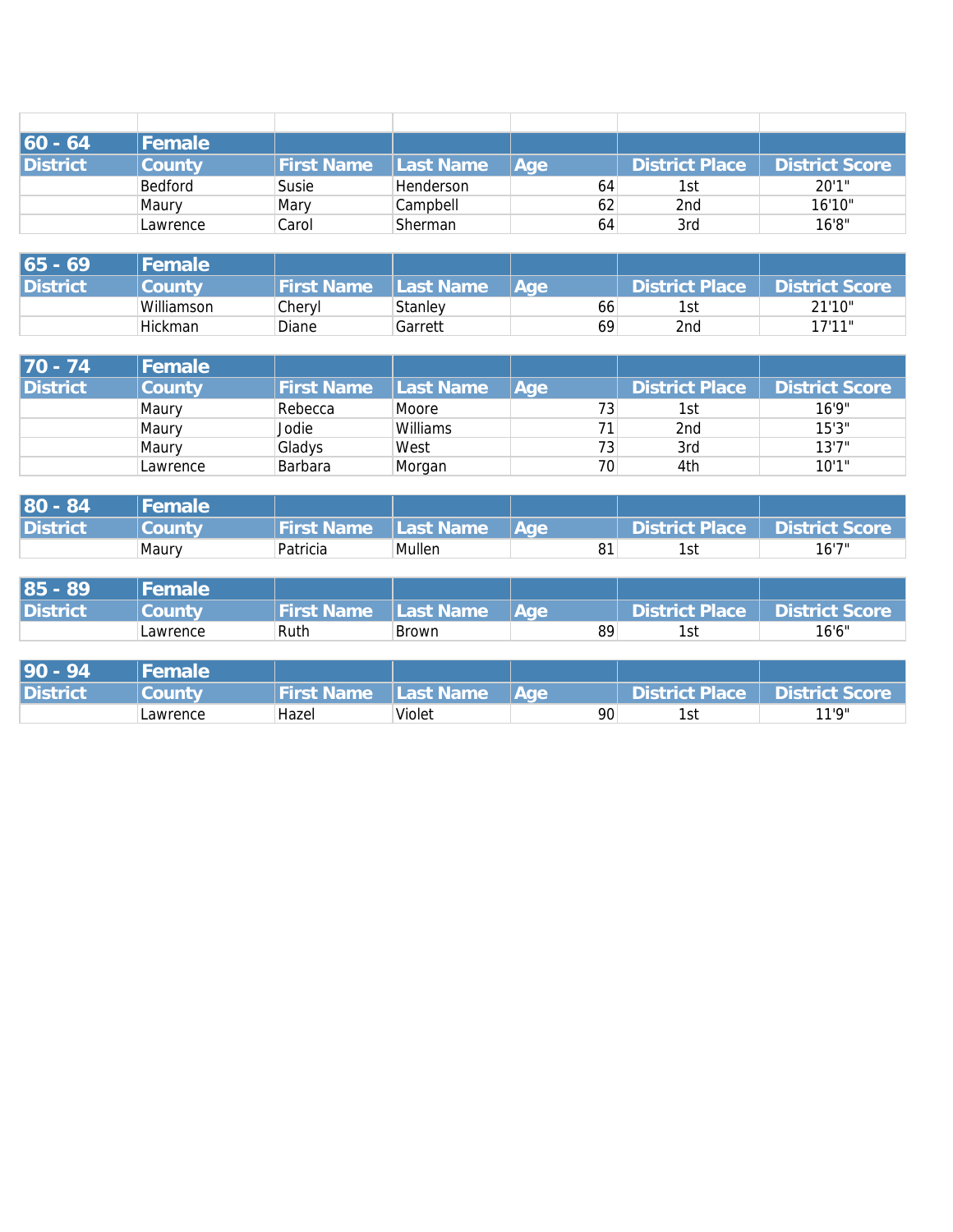| 60 - 64 | Female | | | | | |
|---|---|---|---|---|---|---|
| District | County | First Name | Last Name | Age | District Place | District Score |
| | Bedford | Susie | Henderson | 64 | 1st | 20'1" |
| | Maury | Mary | Campbell | 62 | 2nd | 16'10" |
| | Lawrence | Carol | Sherman | 64 | 3rd | 16'8" |

| 65 - 69 | Female | | | | | |
|---|---|---|---|---|---|---|
| District | County | First Name | Last Name | Age | District Place | District Score |
| | Williamson | Cheryl | Stanley | 66 | 1st | 21'10" |
| | Hickman | Diane | Garrett | 69 | 2nd | 17'11" |

| 70 - 74 | Female | | | | | |
|---|---|---|---|---|---|---|
| District | County | First Name | Last Name | Age | District Place | District Score |
| | Maury | Rebecca | Moore | 73 | 1st | 16'9" |
| | Maury | Jodie | Williams | 71 | 2nd | 15'3" |
| | Maury | Gladys | West | 73 | 3rd | 13'7" |
| | Lawrence | Barbara | Morgan | 70 | 4th | 10'1" |

| 80 - 84 | Female | | | | | |
|---|---|---|---|---|---|---|
| District | County | First Name | Last Name | Age | District Place | District Score |
| | Maury | Patricia | Mullen | 81 | 1st | 16'7" |

| 85 - 89 | Female | | | | | |
|---|---|---|---|---|---|---|
| District | County | First Name | Last Name | Age | District Place | District Score |
| | Lawrence | Ruth | Brown | 89 | 1st | 16'6" |

| 90 - 94 | Female | | | | | |
|---|---|---|---|---|---|---|
| District | County | First Name | Last Name | Age | District Place | District Score |
| | Lawrence | Hazel | Violet | 90 | 1st | 11'9" |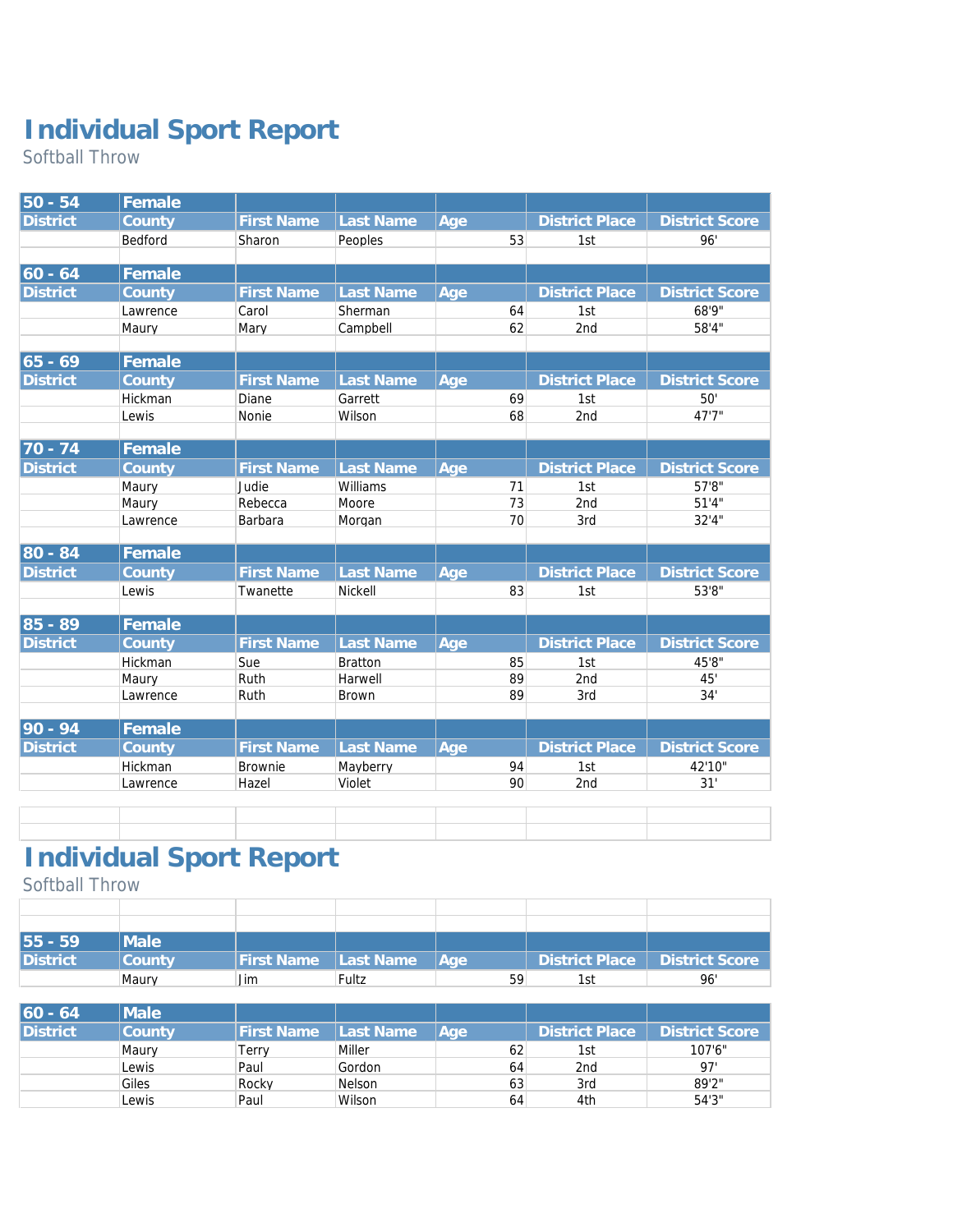# Individual Sport Report

Softball Throw

| 50 - 54 | Female | | | | | |
|---|---|---|---|---|---|---|
| District | County | First Name | Last Name | Age | District Place | District Score |
| | Bedford | Sharon | Peoples | 53 | 1st | 96' |

| 60 - 64 | Female | | | | | |
|---|---|---|---|---|---|---|
| District | County | First Name | Last Name | Age | District Place | District Score |
| | Lawrence | Carol | Sherman | 64 | 1st | 68'9" |
| | Maury | Mary | Campbell | 62 | 2nd | 58'4" |

| 65 - 69 | Female | | | | | |
|---|---|---|---|---|---|---|
| District | County | First Name | Last Name | Age | District Place | District Score |
| | Hickman | Diane | Garrett | 69 | 1st | 50' |
| | Lewis | Nonie | Wilson | 68 | 2nd | 47'7" |

| 70 - 74 | Female | | | | | |
|---|---|---|---|---|---|---|
| District | County | First Name | Last Name | Age | District Place | District Score |
| | Maury | Judie | Williams | 71 | 1st | 57'8" |
| | Maury | Rebecca | Moore | 73 | 2nd | 51'4" |
| | Lawrence | Barbara | Morgan | 70 | 3rd | 32'4" |

| 80 - 84 | Female | | | | | |
|---|---|---|---|---|---|---|
| District | County | First Name | Last Name | Age | District Place | District Score |
| | Lewis | Twanette | Nickell | 83 | 1st | 53'8" |

| 85 - 89 | Female | | | | | |
|---|---|---|---|---|---|---|
| District | County | First Name | Last Name | Age | District Place | District Score |
| | Hickman | Sue | Bratton | 85 | 1st | 45'8" |
| | Maury | Ruth | Harwell | 89 | 2nd | 45' |
| | Lawrence | Ruth | Brown | 89 | 3rd | 34' |

| 90 - 94 | Female | | | | | |
|---|---|---|---|---|---|---|
| District | County | First Name | Last Name | Age | District Place | District Score |
| | Hickman | Brownie | Mayberry | 94 | 1st | 42'10" |
| | Lawrence | Hazel | Violet | 90 | 2nd | 31' |

# Individual Sport Report

Softball Throw

| 55 - 59 | Male | | | | | |
|---|---|---|---|---|---|---|
| District | County | First Name | Last Name | Age | District Place | District Score |
| | Maury | Jim | Fultz | 59 | 1st | 96' |

| 60 - 64 | Male | | | | | |
|---|---|---|---|---|---|---|
| District | County | First Name | Last Name | Age | District Place | District Score |
| | Maury | Terry | Miller | 62 | 1st | 107'6" |
| | Lewis | Paul | Gordon | 64 | 2nd | 97' |
| | Giles | Rocky | Nelson | 63 | 3rd | 89'2" |
| | Lewis | Paul | Wilson | 64 | 4th | 54'3" |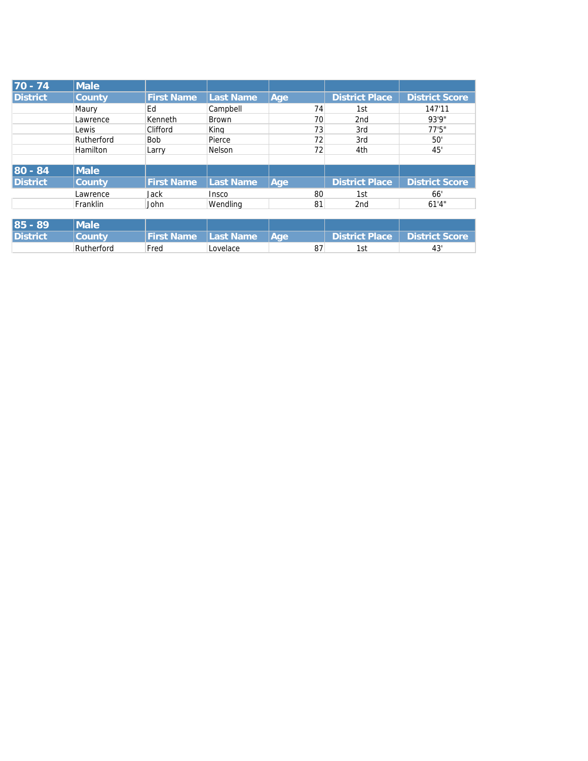| 70 - 74 | Male | | | | | |
|---|---|---|---|---|---|---|
| District | County | First Name | Last Name | Age | District Place | District Score |
| | Maury | Ed | Campbell | 74 | 1st | 147'11 |
| | Lawrence | Kenneth | Brown | 70 | 2nd | 93'9" |
| | Lewis | Clifford | King | 73 | 3rd | 77'5" |
| | Rutherford | Bob | Pierce | 72 | 3rd | 50' |
| | Hamilton | Larry | Nelson | 72 | 4th | 45' |

| 80 - 84 | Male | | | | | |
|---|---|---|---|---|---|---|
| District | County | First Name | Last Name | Age | District Place | District Score |
| | Lawrence | Jack | Insco | 80 | 1st | 66' |
| | Franklin | John | Wendling | 81 | 2nd | 61'4" |

| 85 - 89 | Male | | | | | |
|---|---|---|---|---|---|---|
| District | County | First Name | Last Name | Age | District Place | District Score |
| | Rutherford | Fred | Lovelace | 87 | 1st | 43' |